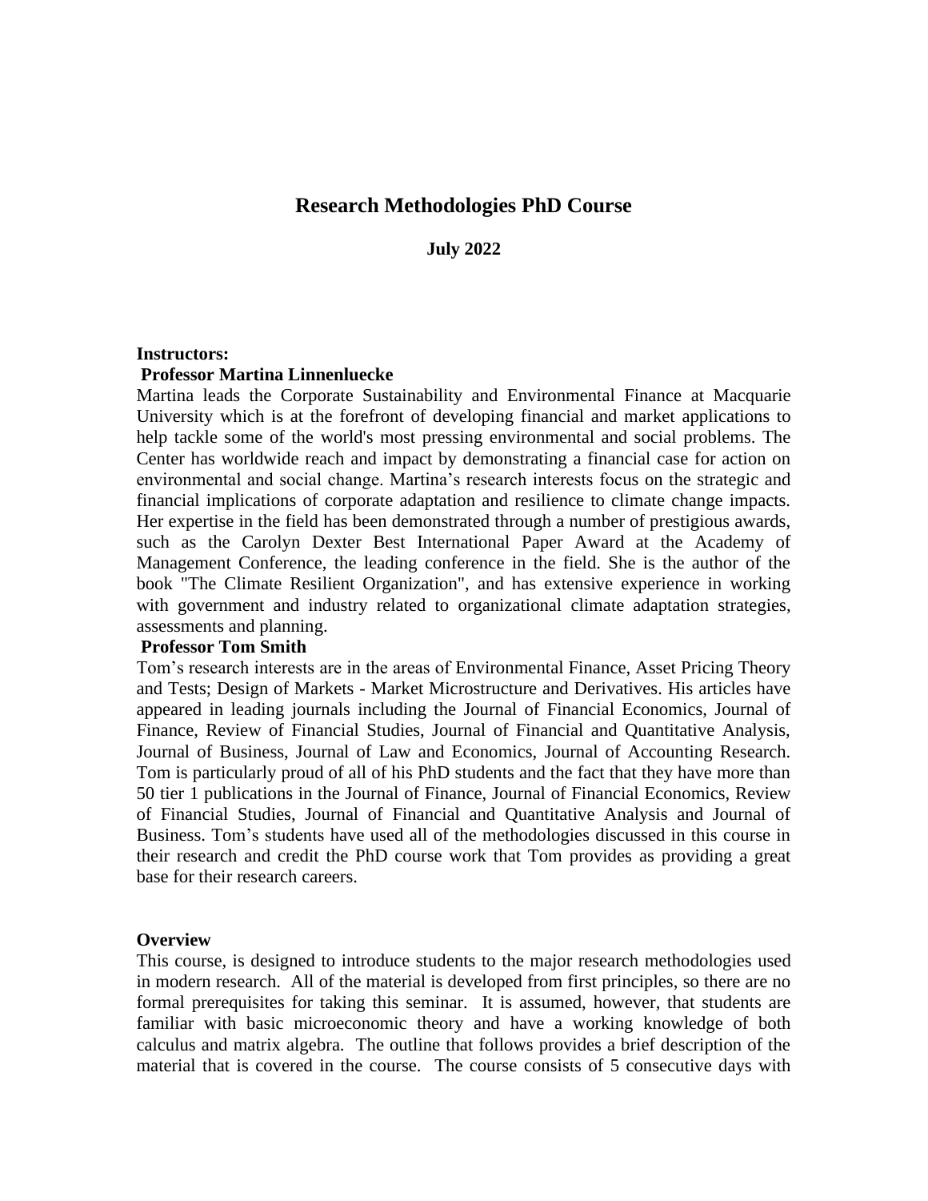# Research Methodologies PhD Course

**July 2022**

**Instructors:**

**Professor Martina Linnenluecke**

Martina leads the Corporate Sustainability and Environmental Finance at Macquarie University which is at the forefront of developing financial and market applications to help tackle some of the world's most pressing environmental and social problems. The Center has worldwide reach and impact by demonstrating a financial case for action on environmental and social change. Martina's research interests focus on the strategic and financial implications of corporate adaptation and resilience to climate change impacts. Her expertise in the field has been demonstrated through a number of prestigious awards, such as the Carolyn Dexter Best International Paper Award at the Academy of Management Conference, the leading conference in the field. She is the author of the book "The Climate Resilient Organization", and has extensive experience in working with government and industry related to organizational climate adaptation strategies, assessments and planning.

**Professor Tom Smith**

Tom's research interests are in the areas of Environmental Finance, Asset Pricing Theory and Tests; Design of Markets - Market Microstructure and Derivatives. His articles have appeared in leading journals including the Journal of Financial Economics, Journal of Finance, Review of Financial Studies, Journal of Financial and Quantitative Analysis, Journal of Business, Journal of Law and Economics, Journal of Accounting Research. Tom is particularly proud of all of his PhD students and the fact that they have more than 50 tier 1 publications in the Journal of Finance, Journal of Financial Economics, Review of Financial Studies, Journal of Financial and Quantitative Analysis and Journal of Business. Tom's students have used all of the methodologies discussed in this course in their research and credit the PhD course work that Tom provides as providing a great base for their research careers.

**Overview**

This course, is designed to introduce students to the major research methodologies used in modern research. All of the material is developed from first principles, so there are no formal prerequisites for taking this seminar. It is assumed, however, that students are familiar with basic microeconomic theory and have a working knowledge of both calculus and matrix algebra. The outline that follows provides a brief description of the material that is covered in the course. The course consists of 5 consecutive days with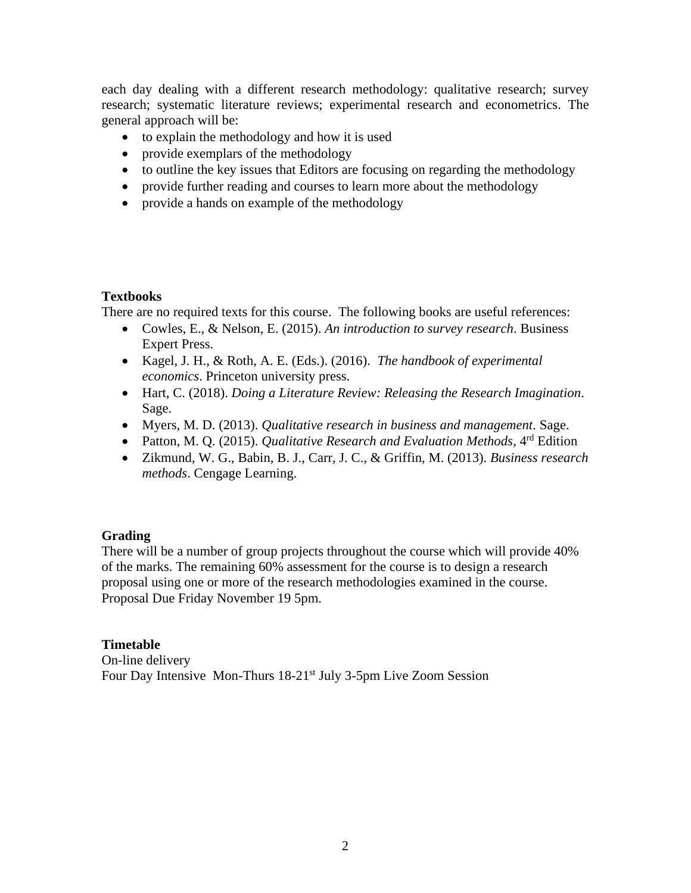each day dealing with a different research methodology: qualitative research; survey research; systematic literature reviews; experimental research and econometrics. The general approach will be:

- to explain the methodology and how it is used
- provide exemplars of the methodology
- to outline the key issues that Editors are focusing on regarding the methodology
- provide further reading and courses to learn more about the methodology
- provide a hands on example of the methodology

**Textbooks**

There are no required texts for this course. The following books are useful references:

- Cowles, E., & Nelson, E. (2015). *An introduction to survey research*. Business Expert Press.
- Kagel, J. H., & Roth, A. E. (Eds.). (2016). *The handbook of experimental economics*. Princeton university press.
- Hart, C. (2018). *Doing a Literature Review: Releasing the Research Imagination*. Sage.
- Myers, M. D. (2013). *Qualitative research in business and management*. Sage.
- Patton, M. Q. (2015). *Qualitative Research and Evaluation Methods*, 4rd Edition
- Zikmund, W. G., Babin, B. J., Carr, J. C., & Griffin, M. (2013). *Business research methods*. Cengage Learning.

**Grading**

There will be a number of group projects throughout the course which will provide 40% of the marks. The remaining 60% assessment for the course is to design a research proposal using one or more of the research methodologies examined in the course. Proposal Due Friday November 19 5pm.

**Timetable**

On-line delivery

Four Day Intensive Mon-Thurs 18-21st July 3-5pm Live Zoom Session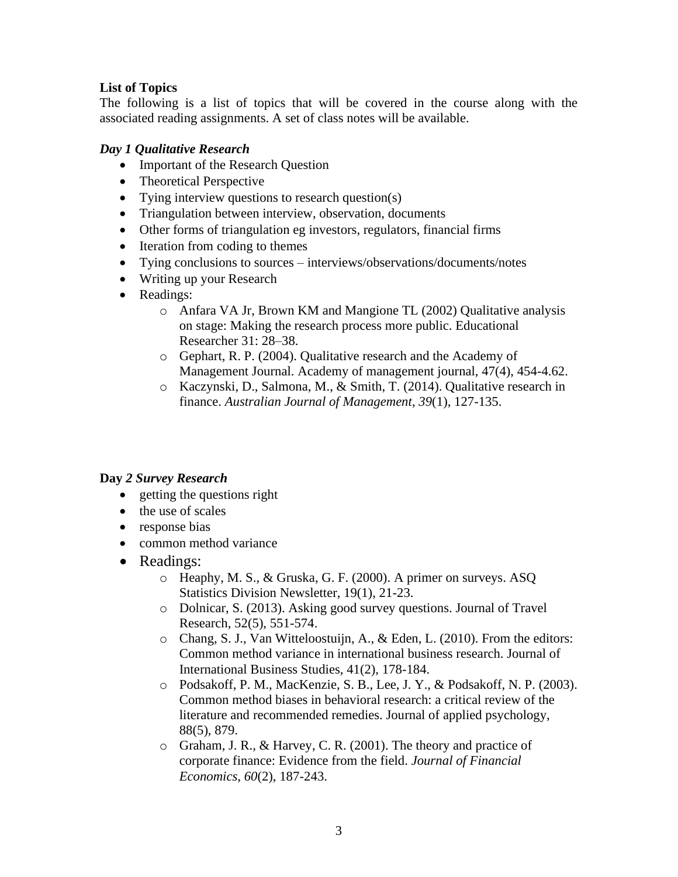**List of Topics**

The following is a list of topics that will be covered in the course along with the associated reading assignments. A set of class notes will be available.

***Day 1 Qualitative Research***

- Important of the Research Question
- Theoretical Perspective
- Tying interview questions to research question(s)
- Triangulation between interview, observation, documents
- Other forms of triangulation eg investors, regulators, financial firms
- Iteration from coding to themes
- Tying conclusions to sources – interviews/observations/documents/notes
- Writing up your Research
- Readings:
    - Anfara VA Jr, Brown KM and Mangione TL (2002) Qualitative analysis on stage: Making the research process more public. Educational Researcher 31: 28–38.
    - Gephart, R. P. (2004). Qualitative research and the Academy of Management Journal. Academy of management journal, 47(4), 454-4.62.
    - Kaczynski, D., Salmona, M., & Smith, T. (2014). Qualitative research in finance. *Australian Journal of Management*, *39*(1), 127-135.

**Day** ***2 Survey Research***

- getting the questions right
- the use of scales
- response bias
- common method variance
- Readings:
    - Heaphy, M. S., & Gruska, G. F. (2000). A primer on surveys. ASQ Statistics Division Newsletter, 19(1), 21-23.
    - Dolnicar, S. (2013). Asking good survey questions. Journal of Travel Research, 52(5), 551-574.
    - Chang, S. J., Van Witteloostuijn, A., & Eden, L. (2010). From the editors: Common method variance in international business research. Journal of International Business Studies, 41(2), 178-184.
    - Podsakoff, P. M., MacKenzie, S. B., Lee, J. Y., & Podsakoff, N. P. (2003). Common method biases in behavioral research: a critical review of the literature and recommended remedies. Journal of applied psychology, 88(5), 879.
    - Graham, J. R., & Harvey, C. R. (2001). The theory and practice of corporate finance: Evidence from the field. *Journal of Financial Economics*, *60*(2), 187-243.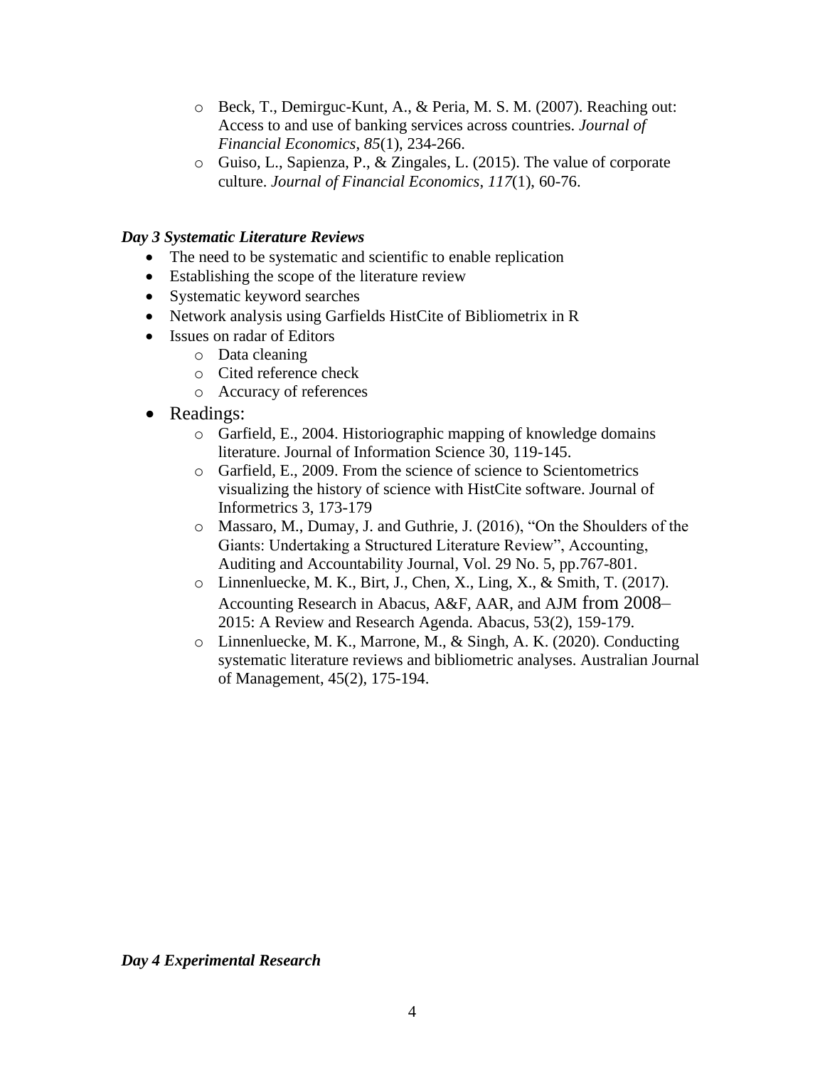- Beck, T., Demirguc-Kunt, A., & Peria, M. S. M. (2007). Reaching out: Access to and use of banking services across countries. *Journal of Financial Economics*, *85*(1), 234-266.
   - Guiso, L., Sapienza, P., & Zingales, L. (2015). The value of corporate culture. *Journal of Financial Economics*, *117*(1), 60-76.

***Day 3 Systematic Literature Reviews***

- The need to be systematic and scientific to enable replication
- Establishing the scope of the literature review
- Systematic keyword searches
- Network analysis using Garfields HistCite of Bibliometrix in R
- Issues on radar of Editors
   - Data cleaning
   - Cited reference check
   - Accuracy of references
- Readings:
   - Garfield, E., 2004. Historiographic mapping of knowledge domains literature. Journal of Information Science 30, 119-145.
   - Garfield, E., 2009. From the science of science to Scientometrics visualizing the history of science with HistCite software. Journal of Informetrics 3, 173-179
   - Massaro, M., Dumay, J. and Guthrie, J. (2016), "On the Shoulders of the Giants: Undertaking a Structured Literature Review", Accounting, Auditing and Accountability Journal, Vol. 29 No. 5, pp.767-801.
   - Linnenluecke, M. K., Birt, J., Chen, X., Ling, X., & Smith, T. (2017). Accounting Research in Abacus, A&F, AAR, and AJM from 2008–2015: A Review and Research Agenda. Abacus, 53(2), 159-179.
   - Linnenluecke, M. K., Marrone, M., & Singh, A. K. (2020). Conducting systematic literature reviews and bibliometric analyses. Australian Journal of Management, 45(2), 175-194.

***Day 4 Experimental Research***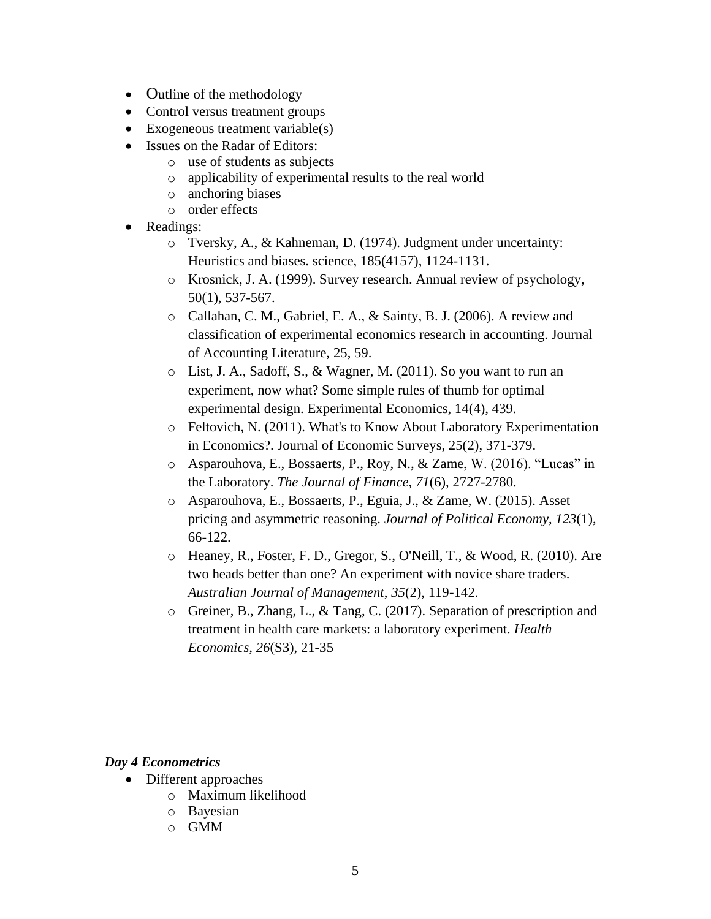- Outline of the methodology
- Control versus treatment groups
- Exogeneous treatment variable(s)
- Issues on the Radar of Editors:
  - use of students as subjects
  - applicability of experimental results to the real world
  - anchoring biases
  - order effects
- Readings:
  - Tversky, A., & Kahneman, D. (1974). Judgment under uncertainty: Heuristics and biases. science, 185(4157), 1124-1131.
  - Krosnick, J. A. (1999). Survey research. Annual review of psychology, 50(1), 537-567.
  - Callahan, C. M., Gabriel, E. A., & Sainty, B. J. (2006). A review and classification of experimental economics research in accounting. Journal of Accounting Literature, 25, 59.
  - List, J. A., Sadoff, S., & Wagner, M. (2011). So you want to run an experiment, now what? Some simple rules of thumb for optimal experimental design. Experimental Economics, 14(4), 439.
  - Feltovich, N. (2011). What's to Know About Laboratory Experimentation in Economics?. Journal of Economic Surveys, 25(2), 371-379.
  - Asparouhova, E., Bossaerts, P., Roy, N., & Zame, W. (2016). "Lucas" in the Laboratory. *The Journal of Finance*, *71*(6), 2727-2780.
  - Asparouhova, E., Bossaerts, P., Eguia, J., & Zame, W. (2015). Asset pricing and asymmetric reasoning. *Journal of Political Economy*, *123*(1), 66-122.
  - Heaney, R., Foster, F. D., Gregor, S., O'Neill, T., & Wood, R. (2010). Are two heads better than one? An experiment with novice share traders. *Australian Journal of Management*, *35*(2), 119-142.
  - Greiner, B., Zhang, L., & Tang, C. (2017). Separation of prescription and treatment in health care markets: a laboratory experiment. *Health Economics*, *26*(S3), 21-35

***Day 4 Econometrics***

- Different approaches
  - Maximum likelihood
  - Bayesian
  - GMM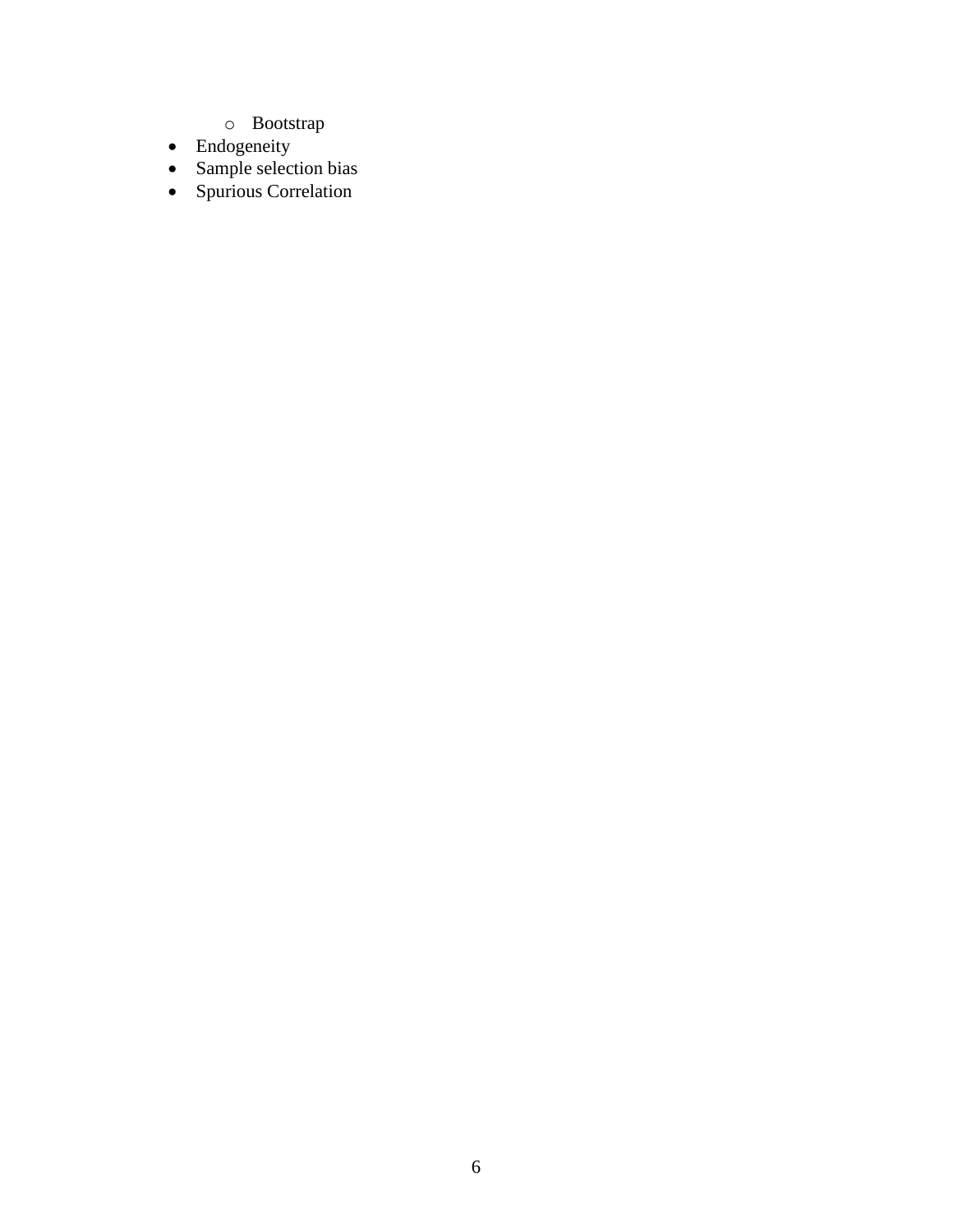- Bootstrap
- Endogeneity
- Sample selection bias
- Spurious Correlation